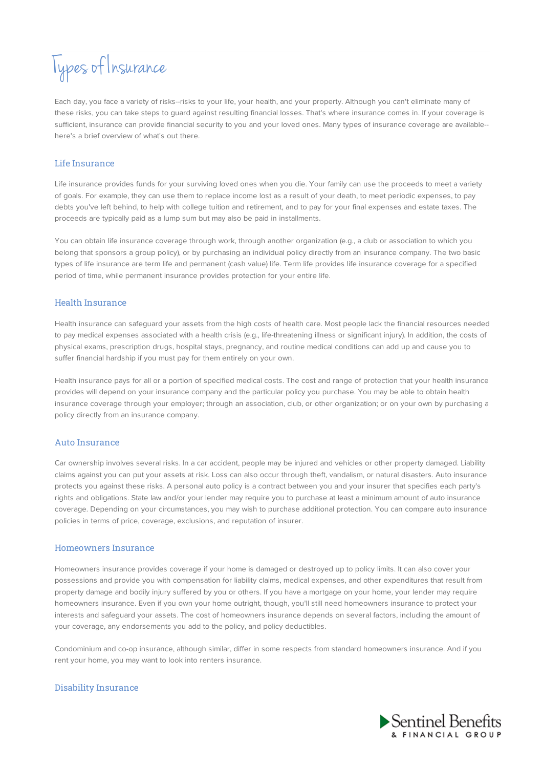# Types of Insurance

Each day, you face a variety of risks--risks to your life, your health, and your property. Although you can't eliminate many of these risks, you can take steps to guard against resulting financial losses. That's where insurance comes in. If your coverage is sufficient, insurance can provide financial security to you and your loved ones. Many types of insurance coverage are available--here's a brief overview of what's out there.

## Life Insurance

Life insurance provides funds for your surviving loved ones when you die. Your family can use the proceeds to meet a variety of goals. For example, they can use them to replace income lost as a result of your death, to meet periodic expenses, to pay debts you've left behind, to help with college tuition and retirement, and to pay for your final expenses and estate taxes. The proceeds are typically paid as a lump sum but may also be paid in installments.

You can obtain life insurance coverage through work, through another organization (e.g., a club or association to which you belong that sponsors a group policy), or by purchasing an individual policy directly from an insurance company. The two basic types of life insurance are term life and permanent (cash value) life. Term life provides life insurance coverage for a specified period of time, while permanent insurance provides protection for your entire life.

## Health Insurance

Health insurance can safeguard your assets from the high costs of health care. Most people lack the financial resources needed to pay medical expenses associated with a health crisis (e.g., life-threatening illness or significant injury). In addition, the costs of physical exams, prescription drugs, hospital stays, pregnancy, and routine medical conditions can add up and cause you to suffer financial hardship if you must pay for them entirely on your own.

Health insurance pays for all or a portion of specified medical costs. The cost and range of protection that your health insurance provides will depend on your insurance company and the particular policy you purchase. You may be able to obtain health insurance coverage through your employer; through an association, club, or other organization; or on your own by purchasing a policy directly from an insurance company.

## Auto Insurance

Car ownership involves several risks. In a car accident, people may be injured and vehicles or other property damaged. Liability claims against you can put your assets at risk. Loss can also occur through theft, vandalism, or natural disasters. Auto insurance protects you against these risks. A personal auto policy is a contract between you and your insurer that specifies each party's rights and obligations. State law and/or your lender may require you to purchase at least a minimum amount of auto insurance coverage. Depending on your circumstances, you may wish to purchase additional protection. You can compare auto insurance policies in terms of price, coverage, exclusions, and reputation of insurer.

## Homeowners Insurance

Homeowners insurance provides coverage if your home is damaged or destroyed up to policy limits. It can also cover your possessions and provide you with compensation for liability claims, medical expenses, and other expenditures that result from property damage and bodily injury suffered by you or others. If you have a mortgage on your home, your lender may require homeowners insurance. Even if you own your home outright, though, you'll still need homeowners insurance to protect your interests and safeguard your assets. The cost of homeowners insurance depends on several factors, including the amount of your coverage, any endorsements you add to the policy, and policy deductibles.

Condominium and co-op insurance, although similar, differ in some respects from standard homeowners insurance. And if you rent your home, you may want to look into renters insurance.

## Disability Insurance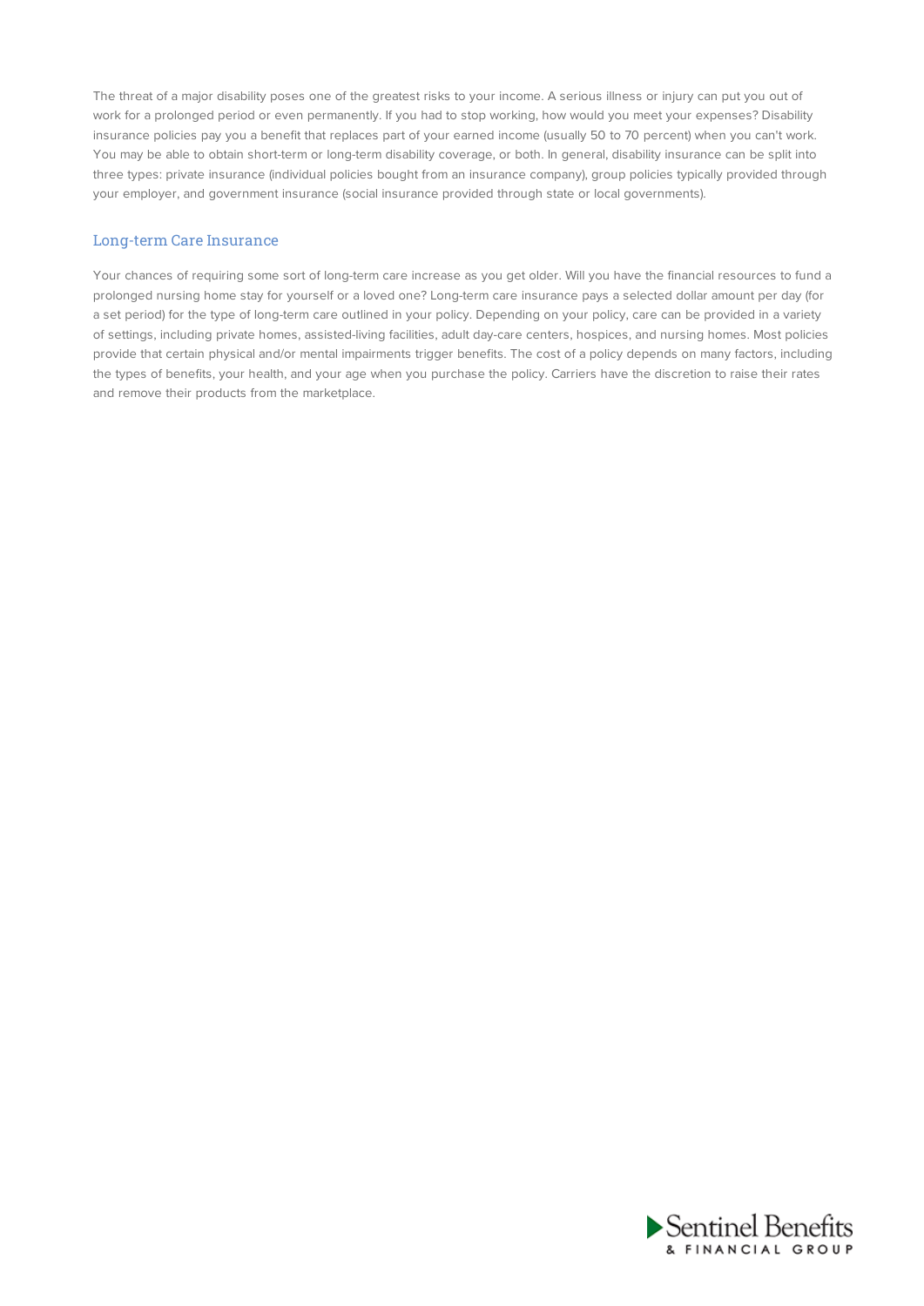The threat of a major disability poses one of the greatest risks to your income. A serious illness or injury can put you out of work for a prolonged period or even permanently. If you had to stop working, how would you meet your expenses? Disability insurance policies pay you a benefit that replaces part of your earned income (usually 50 to 70 percent) when you can't work. You may be able to obtain short-term or long-term disability coverage, or both. In general, disability insurance can be split into three types: private insurance (individual policies bought from an insurance company), group policies typically provided through your employer, and government insurance (social insurance provided through state or local governments).

## Long-term Care Insurance

Your chances of requiring some sort of long-term care increase as you get older. Will you have the financial resources to fund a prolonged nursing home stay for yourself or a loved one? Long-term care insurance pays a selected dollar amount per day (for a set period) for the type of long-term care outlined in your policy. Depending on your policy, care can be provided in a variety of settings, including private homes, assisted-living facilities, adult day-care centers, hospices, and nursing homes. Most policies provide that certain physical and/or mental impairments trigger benefits. The cost of a policy depends on many factors, including the types of benefits, your health, and your age when you purchase the policy. Carriers have the discretion to raise their rates and remove their products from the marketplace.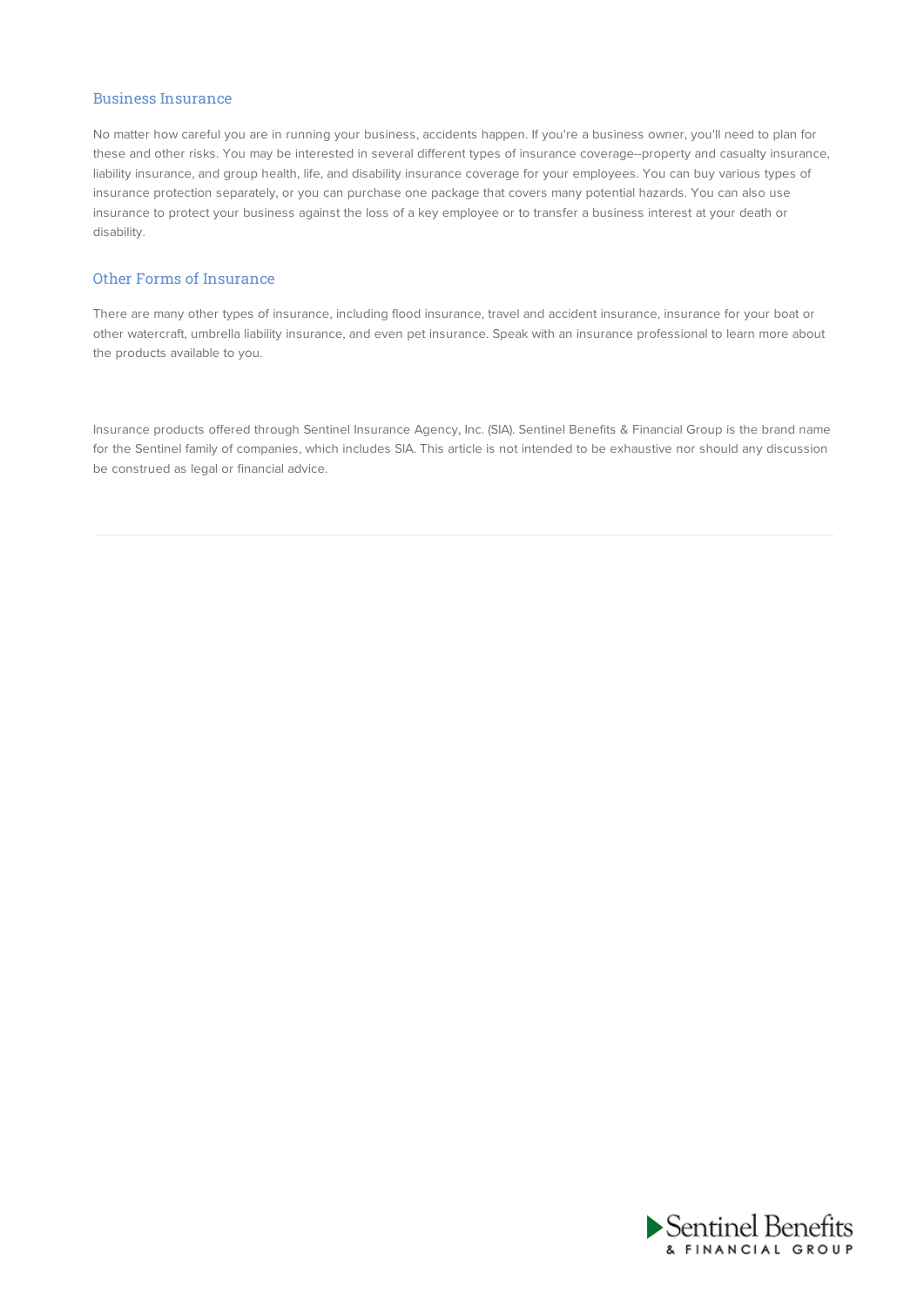## Business Insurance

No matter how careful you are in running your business, accidents happen. If you're a business owner, you'll need to plan for these and other risks. You may be interested in several different types of insurance coverage--property and casualty insurance, liability insurance, and group health, life, and disability insurance coverage for your employees. You can buy various types of insurance protection separately, or you can purchase one package that covers many potential hazards. You can also use insurance to protect your business against the loss of a key employee or to transfer a business interest at your death or disability.

## Other Forms of Insurance

There are many other types of insurance, including flood insurance, travel and accident insurance, insurance for your boat or other watercraft, umbrella liability insurance, and even pet insurance. Speak with an insurance professional to learn more about the products available to you.

Insurance products offered through Sentinel Insurance Agency, Inc. (SIA). Sentinel Benefits & Financial Group is the brand name for the Sentinel family of companies, which includes SIA. This article is not intended to be exhaustive nor should any discussion be construed as legal or financial advice.